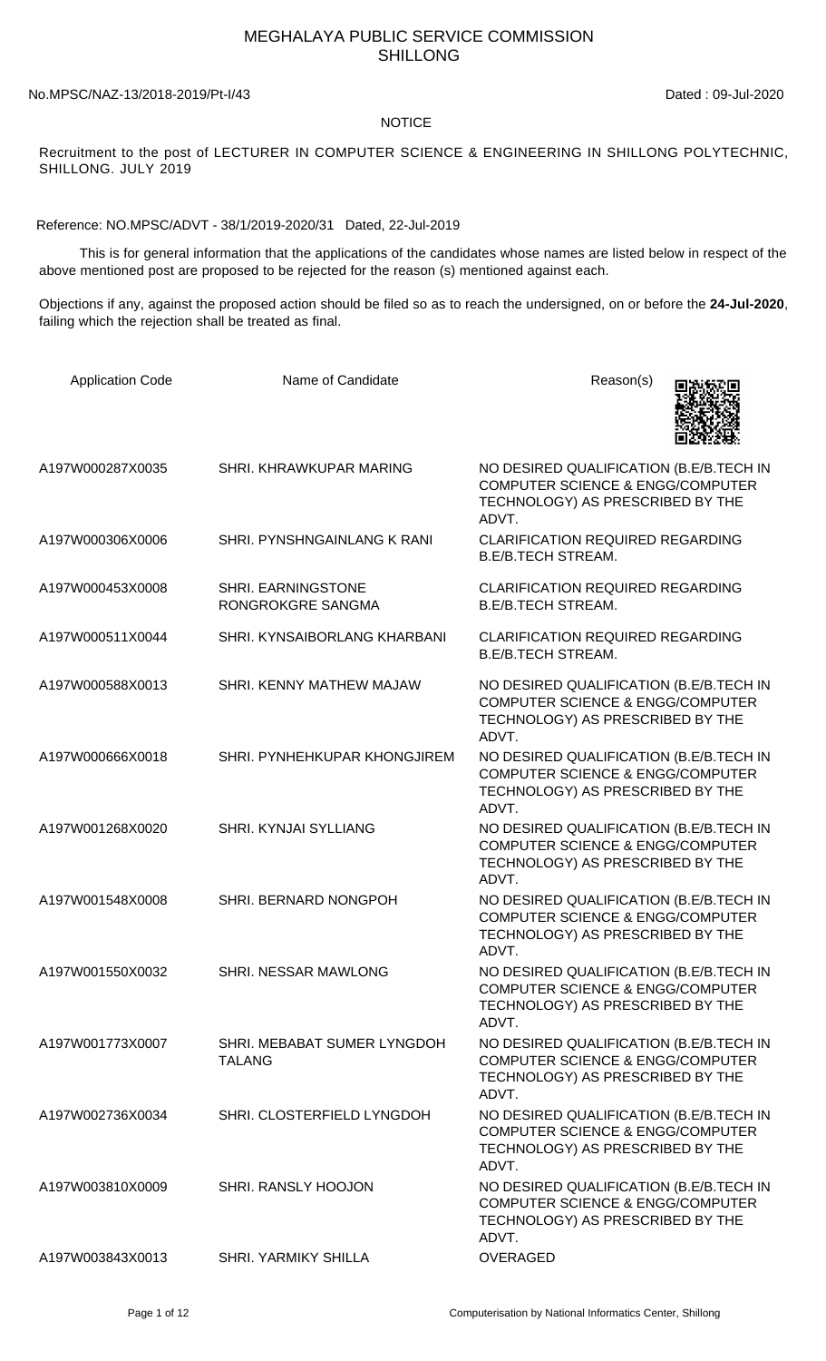# MEGHALAYA PUBLIC SERVICE COMMISSION
## SHILLONG

No.MPSC/NAZ-13/2018-2019/Pt-I/43 Dated : 09-Jul-2020

**NOTICE**

Recruitment to the post of LECTURER IN COMPUTER SCIENCE & ENGINEERING IN SHILLONG POLYTECHNIC, SHILLONG. JULY 2019

Reference: NO.MPSC/ADVT - 38/1/2019-2020/31 Dated, 22-Jul-2019

This is for general information that the applications of the candidates whose names are listed below in respect of the above mentioned post are proposed to be rejected for the reason (s) mentioned against each.

Objections if any, against the proposed action should be filed so as to reach the undersigned, on or before the **24-Jul-2020**, failing which the rejection shall be treated as final.

| Application Code | Name of Candidate | Reason(s) |
|---|---|---|
| A197W000287X0035 | SHRI. KHRAWKUPAR MARING | NO DESIRED QUALIFICATION (B.E/B.TECH IN COMPUTER SCIENCE & ENGG/COMPUTER TECHNOLOGY) AS PRESCRIBED BY THE ADVT. |
| A197W000306X0006 | SHRI. PYNSHNGAINLANG K RANI | CLARIFICATION REQUIRED REGARDING B.E/B.TECH STREAM. |
| A197W000453X0008 | SHRI. EARNINGSTONE RONGROKGRE SANGMA | CLARIFICATION REQUIRED REGARDING B.E/B.TECH STREAM. |
| A197W000511X0044 | SHRI. KYNSAIBORLANG KHARBANI | CLARIFICATION REQUIRED REGARDING B.E/B.TECH STREAM. |
| A197W000588X0013 | SHRI. KENNY MATHEW MAJAW | NO DESIRED QUALIFICATION (B.E/B.TECH IN COMPUTER SCIENCE & ENGG/COMPUTER TECHNOLOGY) AS PRESCRIBED BY THE ADVT. |
| A197W000666X0018 | SHRI. PYNHEHKUPAR KHONGJIREM | NO DESIRED QUALIFICATION (B.E/B.TECH IN COMPUTER SCIENCE & ENGG/COMPUTER TECHNOLOGY) AS PRESCRIBED BY THE ADVT. |
| A197W001268X0020 | SHRI. KYNJAI SYLLIANG | NO DESIRED QUALIFICATION (B.E/B.TECH IN COMPUTER SCIENCE & ENGG/COMPUTER TECHNOLOGY) AS PRESCRIBED BY THE ADVT. |
| A197W001548X0008 | SHRI. BERNARD NONGPOH | NO DESIRED QUALIFICATION (B.E/B.TECH IN COMPUTER SCIENCE & ENGG/COMPUTER TECHNOLOGY) AS PRESCRIBED BY THE ADVT. |
| A197W001550X0032 | SHRI. NESSAR MAWLONG | NO DESIRED QUALIFICATION (B.E/B.TECH IN COMPUTER SCIENCE & ENGG/COMPUTER TECHNOLOGY) AS PRESCRIBED BY THE ADVT. |
| A197W001773X0007 | SHRI. MEBABAT SUMER LYNGDOH TALANG | NO DESIRED QUALIFICATION (B.E/B.TECH IN COMPUTER SCIENCE & ENGG/COMPUTER TECHNOLOGY) AS PRESCRIBED BY THE ADVT. |
| A197W002736X0034 | SHRI. CLOSTERFIELD LYNGDOH | NO DESIRED QUALIFICATION (B.E/B.TECH IN COMPUTER SCIENCE & ENGG/COMPUTER TECHNOLOGY) AS PRESCRIBED BY THE ADVT. |
| A197W003810X0009 | SHRI. RANSLY HOOJON | NO DESIRED QUALIFICATION (B.E/B.TECH IN COMPUTER SCIENCE & ENGG/COMPUTER TECHNOLOGY) AS PRESCRIBED BY THE ADVT. |
| A197W003843X0013 | SHRI. YARMIKY SHILLA | OVERAGED |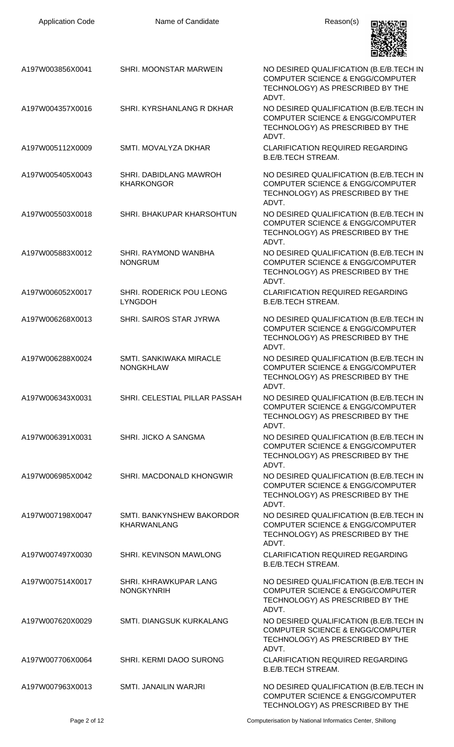| Application Code | Name of Candidate | Reason(s) |
|---|---|---|
| A197W003856X0041 | SHRI. MOONSTAR MARWEIN | NO DESIRED QUALIFICATION (B.E/B.TECH IN COMPUTER SCIENCE & ENGG/COMPUTER TECHNOLOGY) AS PRESCRIBED BY THE ADVT. |
| A197W004357X0016 | SHRI. KYRSHANLANG R DKHAR | NO DESIRED QUALIFICATION (B.E/B.TECH IN COMPUTER SCIENCE & ENGG/COMPUTER TECHNOLOGY) AS PRESCRIBED BY THE ADVT. |
| A197W005112X0009 | SMTI. MOVALYZA DKHAR | CLARIFICATION REQUIRED REGARDING B.E/B.TECH STREAM. |
| A197W005405X0043 | SHRI. DABIDLANG MAWROH KHARKONGOR | NO DESIRED QUALIFICATION (B.E/B.TECH IN COMPUTER SCIENCE & ENGG/COMPUTER TECHNOLOGY) AS PRESCRIBED BY THE ADVT. |
| A197W005503X0018 | SHRI. BHAKUPAR KHARSOHTUN | NO DESIRED QUALIFICATION (B.E/B.TECH IN COMPUTER SCIENCE & ENGG/COMPUTER TECHNOLOGY) AS PRESCRIBED BY THE ADVT. |
| A197W005883X0012 | SHRI. RAYMOND WANBHA NONGRUM | NO DESIRED QUALIFICATION (B.E/B.TECH IN COMPUTER SCIENCE & ENGG/COMPUTER TECHNOLOGY) AS PRESCRIBED BY THE ADVT. |
| A197W006052X0017 | SHRI. RODERICK POU LEONG LYNGDOH | CLARIFICATION REQUIRED REGARDING B.E/B.TECH STREAM. |
| A197W006268X0013 | SHRI. SAIROS STAR JYRWA | NO DESIRED QUALIFICATION (B.E/B.TECH IN COMPUTER SCIENCE & ENGG/COMPUTER TECHNOLOGY) AS PRESCRIBED BY THE ADVT. |
| A197W006288X0024 | SMTI. SANKIWAKA MIRACLE NONGKHLAW | NO DESIRED QUALIFICATION (B.E/B.TECH IN COMPUTER SCIENCE & ENGG/COMPUTER TECHNOLOGY) AS PRESCRIBED BY THE ADVT. |
| A197W006343X0031 | SHRI. CELESTIAL PILLAR PASSAH | NO DESIRED QUALIFICATION (B.E/B.TECH IN COMPUTER SCIENCE & ENGG/COMPUTER TECHNOLOGY) AS PRESCRIBED BY THE ADVT. |
| A197W006391X0031 | SHRI. JICKO A SANGMA | NO DESIRED QUALIFICATION (B.E/B.TECH IN COMPUTER SCIENCE & ENGG/COMPUTER TECHNOLOGY) AS PRESCRIBED BY THE ADVT. |
| A197W006985X0042 | SHRI. MACDONALD KHONGWIR | NO DESIRED QUALIFICATION (B.E/B.TECH IN COMPUTER SCIENCE & ENGG/COMPUTER TECHNOLOGY) AS PRESCRIBED BY THE ADVT. |
| A197W007198X0047 | SMTI. BANKYNSHEW BAKORDOR KHARWANLANG | NO DESIRED QUALIFICATION (B.E/B.TECH IN COMPUTER SCIENCE & ENGG/COMPUTER TECHNOLOGY) AS PRESCRIBED BY THE ADVT. |
| A197W007497X0030 | SHRI. KEVINSON MAWLONG | CLARIFICATION REQUIRED REGARDING B.E/B.TECH STREAM. |
| A197W007514X0017 | SHRI. KHRAWKUPAR LANG NONGKYNRIH | NO DESIRED QUALIFICATION (B.E/B.TECH IN COMPUTER SCIENCE & ENGG/COMPUTER TECHNOLOGY) AS PRESCRIBED BY THE ADVT. |
| A197W007620X0029 | SMTI. DIANGSUK KURKALANG | NO DESIRED QUALIFICATION (B.E/B.TECH IN COMPUTER SCIENCE & ENGG/COMPUTER TECHNOLOGY) AS PRESCRIBED BY THE ADVT. |
| A197W007706X0064 | SHRI. KERMI DAOO SURONG | CLARIFICATION REQUIRED REGARDING B.E/B.TECH STREAM. |
| A197W007963X0013 | SMTI. JANAILIN WARJRI | NO DESIRED QUALIFICATION (B.E/B.TECH IN COMPUTER SCIENCE & ENGG/COMPUTER TECHNOLOGY) AS PRESCRIBED BY THE |

Computerisation by National Informatics Center, Shillong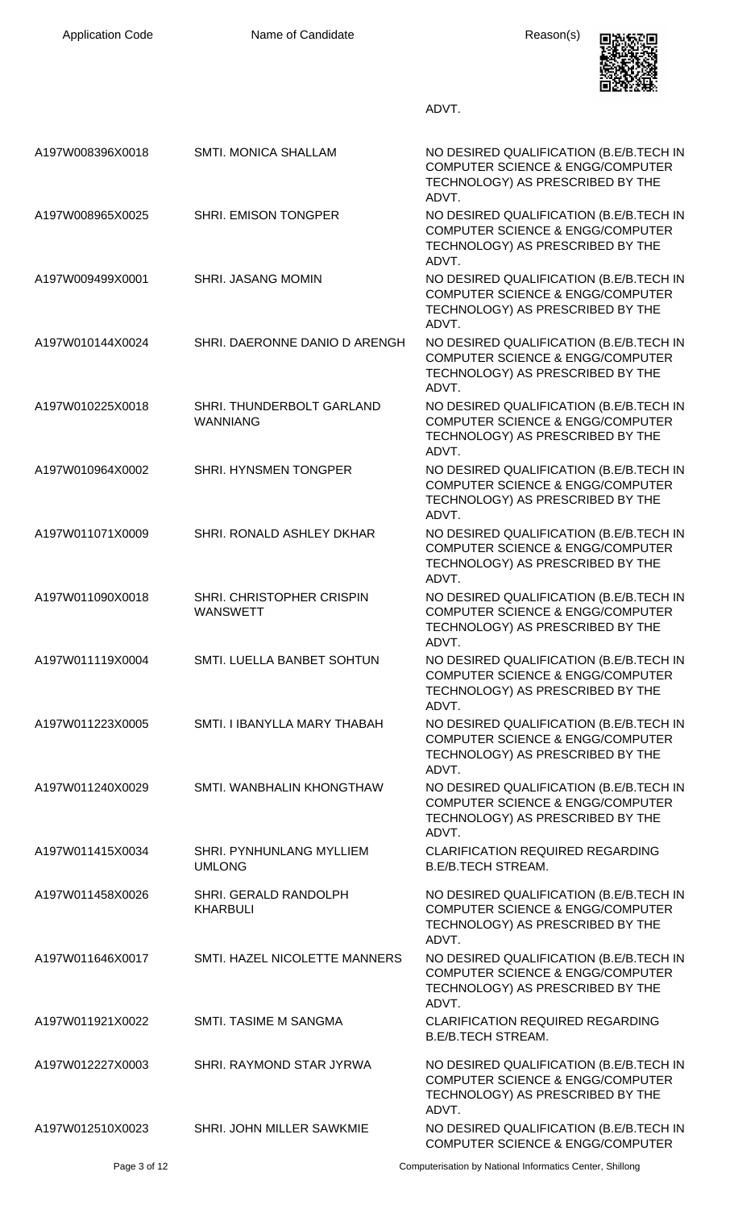| Application Code | Name of Candidate | Reason(s) |
|---|---|---|
| | | ADVT. |
| A197W008396X0018 | SMTI. MONICA SHALLAM | NO DESIRED QUALIFICATION (B.E/B.TECH IN COMPUTER SCIENCE & ENGG/COMPUTER TECHNOLOGY) AS PRESCRIBED BY THE ADVT. |
| A197W008965X0025 | SHRI. EMISON TONGPER | NO DESIRED QUALIFICATION (B.E/B.TECH IN COMPUTER SCIENCE & ENGG/COMPUTER TECHNOLOGY) AS PRESCRIBED BY THE ADVT. |
| A197W009499X0001 | SHRI. JASANG MOMIN | NO DESIRED QUALIFICATION (B.E/B.TECH IN COMPUTER SCIENCE & ENGG/COMPUTER TECHNOLOGY) AS PRESCRIBED BY THE ADVT. |
| A197W010144X0024 | SHRI. DAERONNE DANIO D ARENGH | NO DESIRED QUALIFICATION (B.E/B.TECH IN COMPUTER SCIENCE & ENGG/COMPUTER TECHNOLOGY) AS PRESCRIBED BY THE ADVT. |
| A197W010225X0018 | SHRI. THUNDERBOLT GARLAND WANNIANG | NO DESIRED QUALIFICATION (B.E/B.TECH IN COMPUTER SCIENCE & ENGG/COMPUTER TECHNOLOGY) AS PRESCRIBED BY THE ADVT. |
| A197W010964X0002 | SHRI. HYNSMEN TONGPER | NO DESIRED QUALIFICATION (B.E/B.TECH IN COMPUTER SCIENCE & ENGG/COMPUTER TECHNOLOGY) AS PRESCRIBED BY THE ADVT. |
| A197W011071X0009 | SHRI. RONALD ASHLEY DKHAR | NO DESIRED QUALIFICATION (B.E/B.TECH IN COMPUTER SCIENCE & ENGG/COMPUTER TECHNOLOGY) AS PRESCRIBED BY THE ADVT. |
| A197W011090X0018 | SHRI. CHRISTOPHER CRISPIN WANSWETT | NO DESIRED QUALIFICATION (B.E/B.TECH IN COMPUTER SCIENCE & ENGG/COMPUTER TECHNOLOGY) AS PRESCRIBED BY THE ADVT. |
| A197W011119X0004 | SMTI. LUELLA BANBET SOHTUN | NO DESIRED QUALIFICATION (B.E/B.TECH IN COMPUTER SCIENCE & ENGG/COMPUTER TECHNOLOGY) AS PRESCRIBED BY THE ADVT. |
| A197W011223X0005 | SMTI. I IBANYLLA MARY THABAH | NO DESIRED QUALIFICATION (B.E/B.TECH IN COMPUTER SCIENCE & ENGG/COMPUTER TECHNOLOGY) AS PRESCRIBED BY THE ADVT. |
| A197W011240X0029 | SMTI. WANBHALIN KHONGTHAW | NO DESIRED QUALIFICATION (B.E/B.TECH IN COMPUTER SCIENCE & ENGG/COMPUTER TECHNOLOGY) AS PRESCRIBED BY THE ADVT. |
| A197W011415X0034 | SHRI. PYNHUNLANG MYLLIEM UMLONG | CLARIFICATION REQUIRED REGARDING B.E/B.TECH STREAM. |
| A197W011458X0026 | SHRI. GERALD RANDOLPH KHARBULI | NO DESIRED QUALIFICATION (B.E/B.TECH IN COMPUTER SCIENCE & ENGG/COMPUTER TECHNOLOGY) AS PRESCRIBED BY THE ADVT. |
| A197W011646X0017 | SMTI. HAZEL NICOLETTE MANNERS | NO DESIRED QUALIFICATION (B.E/B.TECH IN COMPUTER SCIENCE & ENGG/COMPUTER TECHNOLOGY) AS PRESCRIBED BY THE ADVT. |
| A197W011921X0022 | SMTI. TASIME M SANGMA | CLARIFICATION REQUIRED REGARDING B.E/B.TECH STREAM. |
| A197W012227X0003 | SHRI. RAYMOND STAR JYRWA | NO DESIRED QUALIFICATION (B.E/B.TECH IN COMPUTER SCIENCE & ENGG/COMPUTER TECHNOLOGY) AS PRESCRIBED BY THE ADVT. |
| A197W012510X0023 | SHRI. JOHN MILLER SAWKMIE | NO DESIRED QUALIFICATION (B.E/B.TECH IN COMPUTER SCIENCE & ENGG/COMPUTER |

Computerisation by National Informatics Center, Shillong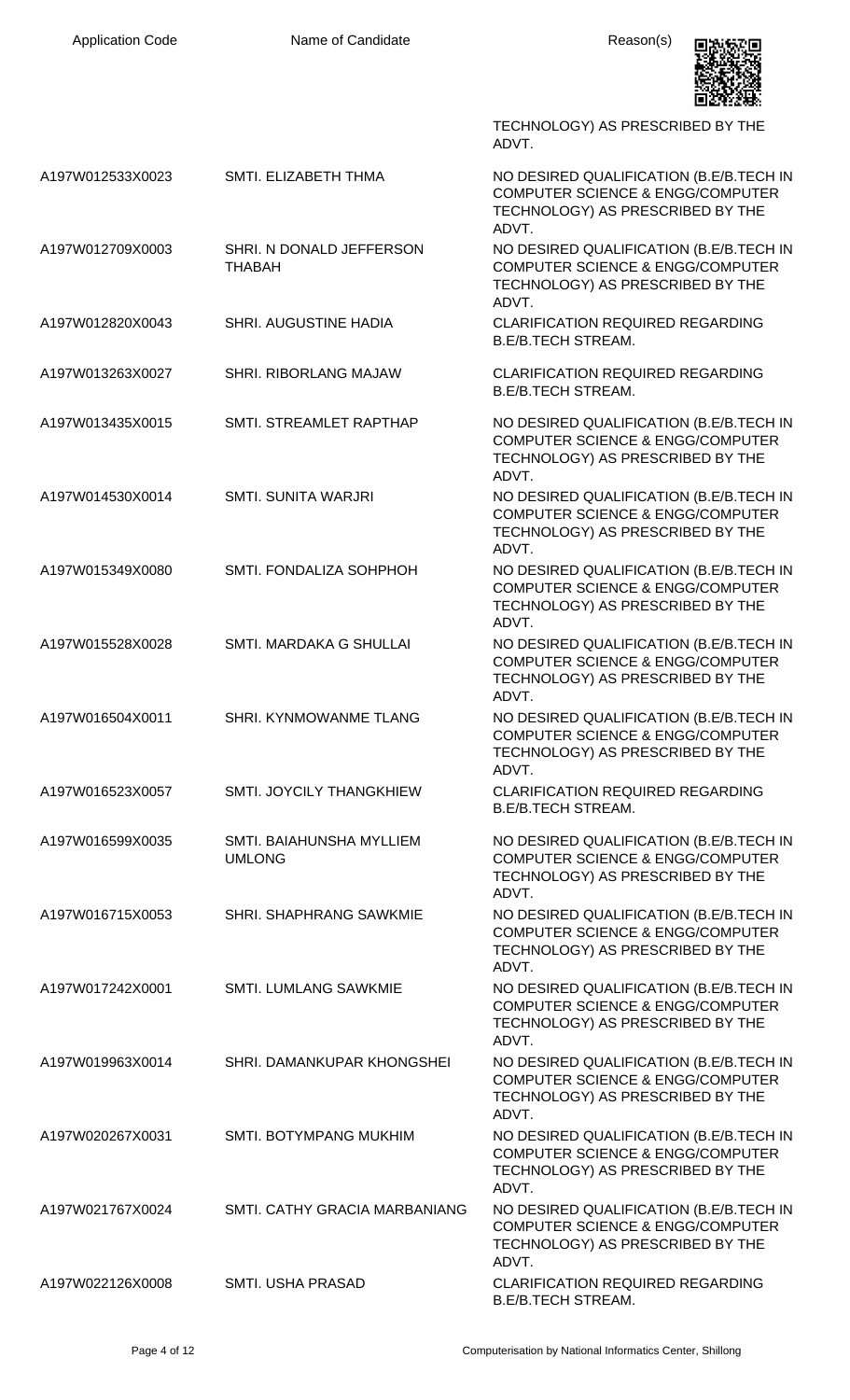| Application Code | Name of Candidate | Reason(s) |
|---|---|---|
| | | TECHNOLOGY) AS PRESCRIBED BY THE ADVT. |
| A197W012533X0023 | SMTI. ELIZABETH THMA | NO DESIRED QUALIFICATION (B.E/B.TECH IN COMPUTER SCIENCE & ENGG/COMPUTER TECHNOLOGY) AS PRESCRIBED BY THE ADVT. |
| A197W012709X0003 | SHRI. N DONALD JEFFERSON THABAH | NO DESIRED QUALIFICATION (B.E/B.TECH IN COMPUTER SCIENCE & ENGG/COMPUTER TECHNOLOGY) AS PRESCRIBED BY THE ADVT. |
| A197W012820X0043 | SHRI. AUGUSTINE HADIA | CLARIFICATION REQUIRED REGARDING B.E/B.TECH STREAM. |
| A197W013263X0027 | SHRI. RIBORLANG MAJAW | CLARIFICATION REQUIRED REGARDING B.E/B.TECH STREAM. |
| A197W013435X0015 | SMTI. STREAMLET RAPTHAP | NO DESIRED QUALIFICATION (B.E/B.TECH IN COMPUTER SCIENCE & ENGG/COMPUTER TECHNOLOGY) AS PRESCRIBED BY THE ADVT. |
| A197W014530X0014 | SMTI. SUNITA WARJRI | NO DESIRED QUALIFICATION (B.E/B.TECH IN COMPUTER SCIENCE & ENGG/COMPUTER TECHNOLOGY) AS PRESCRIBED BY THE ADVT. |
| A197W015349X0080 | SMTI. FONDALIZA SOHPHOH | NO DESIRED QUALIFICATION (B.E/B.TECH IN COMPUTER SCIENCE & ENGG/COMPUTER TECHNOLOGY) AS PRESCRIBED BY THE ADVT. |
| A197W015528X0028 | SMTI. MARDAKA G SHULLAI | NO DESIRED QUALIFICATION (B.E/B.TECH IN COMPUTER SCIENCE & ENGG/COMPUTER TECHNOLOGY) AS PRESCRIBED BY THE ADVT. |
| A197W016504X0011 | SHRI. KYNMOWANME TLANG | NO DESIRED QUALIFICATION (B.E/B.TECH IN COMPUTER SCIENCE & ENGG/COMPUTER TECHNOLOGY) AS PRESCRIBED BY THE ADVT. |
| A197W016523X0057 | SMTI. JOYCILY THANGKHIEW | CLARIFICATION REQUIRED REGARDING B.E/B.TECH STREAM. |
| A197W016599X0035 | SMTI. BAIAHUNSHA MYLLIEM UMLONG | NO DESIRED QUALIFICATION (B.E/B.TECH IN COMPUTER SCIENCE & ENGG/COMPUTER TECHNOLOGY) AS PRESCRIBED BY THE ADVT. |
| A197W016715X0053 | SHRI. SHAPHRANG SAWKMIE | NO DESIRED QUALIFICATION (B.E/B.TECH IN COMPUTER SCIENCE & ENGG/COMPUTER TECHNOLOGY) AS PRESCRIBED BY THE ADVT. |
| A197W017242X0001 | SMTI. LUMLANG SAWKMIE | NO DESIRED QUALIFICATION (B.E/B.TECH IN COMPUTER SCIENCE & ENGG/COMPUTER TECHNOLOGY) AS PRESCRIBED BY THE ADVT. |
| A197W019963X0014 | SHRI. DAMANKUPAR KHONGSHEI | NO DESIRED QUALIFICATION (B.E/B.TECH IN COMPUTER SCIENCE & ENGG/COMPUTER TECHNOLOGY) AS PRESCRIBED BY THE ADVT. |
| A197W020267X0031 | SMTI. BOTYMPANG MUKHIM | NO DESIRED QUALIFICATION (B.E/B.TECH IN COMPUTER SCIENCE & ENGG/COMPUTER TECHNOLOGY) AS PRESCRIBED BY THE ADVT. |
| A197W021767X0024 | SMTI. CATHY GRACIA MARBANIANG | NO DESIRED QUALIFICATION (B.E/B.TECH IN COMPUTER SCIENCE & ENGG/COMPUTER TECHNOLOGY) AS PRESCRIBED BY THE ADVT. |
| A197W022126X0008 | SMTI. USHA PRASAD | CLARIFICATION REQUIRED REGARDING B.E/B.TECH STREAM. |

Computerisation by National Informatics Center, Shillong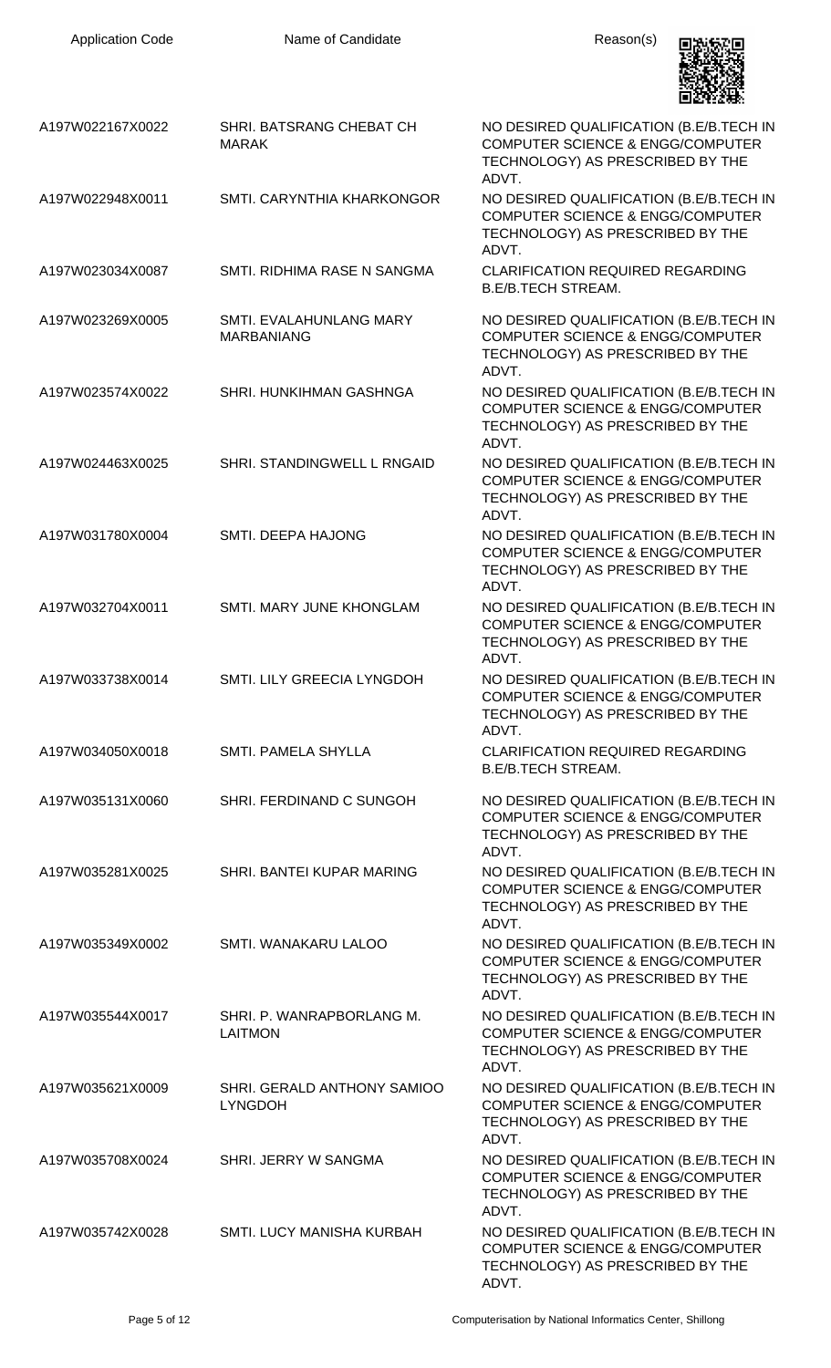| Application Code | Name of Candidate | Reason(s) |
| --- | --- | --- |
| A197W022167X0022 | SHRI. BATSRANG CHEBAT CH MARAK | NO DESIRED QUALIFICATION (B.E/B.TECH IN COMPUTER SCIENCE & ENGG/COMPUTER TECHNOLOGY) AS PRESCRIBED BY THE ADVT. |
| A197W022948X0011 | SMTI. CARYNTHIA KHARKONGOR | NO DESIRED QUALIFICATION (B.E/B.TECH IN COMPUTER SCIENCE & ENGG/COMPUTER TECHNOLOGY) AS PRESCRIBED BY THE ADVT. |
| A197W023034X0087 | SMTI. RIDHIMA RASE N SANGMA | CLARIFICATION REQUIRED REGARDING B.E/B.TECH STREAM. |
| A197W023269X0005 | SMTI. EVALAHUNLANG MARY MARBANIANG | NO DESIRED QUALIFICATION (B.E/B.TECH IN COMPUTER SCIENCE & ENGG/COMPUTER TECHNOLOGY) AS PRESCRIBED BY THE ADVT. |
| A197W023574X0022 | SHRI. HUNKIHMAN GASHNGA | NO DESIRED QUALIFICATION (B.E/B.TECH IN COMPUTER SCIENCE & ENGG/COMPUTER TECHNOLOGY) AS PRESCRIBED BY THE ADVT. |
| A197W024463X0025 | SHRI. STANDINGWELL L RNGAID | NO DESIRED QUALIFICATION (B.E/B.TECH IN COMPUTER SCIENCE & ENGG/COMPUTER TECHNOLOGY) AS PRESCRIBED BY THE ADVT. |
| A197W031780X0004 | SMTI. DEEPA HAJONG | NO DESIRED QUALIFICATION (B.E/B.TECH IN COMPUTER SCIENCE & ENGG/COMPUTER TECHNOLOGY) AS PRESCRIBED BY THE ADVT. |
| A197W032704X0011 | SMTI. MARY JUNE KHONGLAM | NO DESIRED QUALIFICATION (B.E/B.TECH IN COMPUTER SCIENCE & ENGG/COMPUTER TECHNOLOGY) AS PRESCRIBED BY THE ADVT. |
| A197W033738X0014 | SMTI. LILY GREECIA LYNGDOH | NO DESIRED QUALIFICATION (B.E/B.TECH IN COMPUTER SCIENCE & ENGG/COMPUTER TECHNOLOGY) AS PRESCRIBED BY THE ADVT. |
| A197W034050X0018 | SMTI. PAMELA SHYLLA | CLARIFICATION REQUIRED REGARDING B.E/B.TECH STREAM. |
| A197W035131X0060 | SHRI. FERDINAND C SUNGOH | NO DESIRED QUALIFICATION (B.E/B.TECH IN COMPUTER SCIENCE & ENGG/COMPUTER TECHNOLOGY) AS PRESCRIBED BY THE ADVT. |
| A197W035281X0025 | SHRI. BANTEI KUPAR MARING | NO DESIRED QUALIFICATION (B.E/B.TECH IN COMPUTER SCIENCE & ENGG/COMPUTER TECHNOLOGY) AS PRESCRIBED BY THE ADVT. |
| A197W035349X0002 | SMTI. WANAKARU LALOO | NO DESIRED QUALIFICATION (B.E/B.TECH IN COMPUTER SCIENCE & ENGG/COMPUTER TECHNOLOGY) AS PRESCRIBED BY THE ADVT. |
| A197W035544X0017 | SHRI. P. WANRAPBORLANG M. LAITMON | NO DESIRED QUALIFICATION (B.E/B.TECH IN COMPUTER SCIENCE & ENGG/COMPUTER TECHNOLOGY) AS PRESCRIBED BY THE ADVT. |
| A197W035621X0009 | SHRI. GERALD ANTHONY SAMIOO LYNGDOH | NO DESIRED QUALIFICATION (B.E/B.TECH IN COMPUTER SCIENCE & ENGG/COMPUTER TECHNOLOGY) AS PRESCRIBED BY THE ADVT. |
| A197W035708X0024 | SHRI. JERRY W SANGMA | NO DESIRED QUALIFICATION (B.E/B.TECH IN COMPUTER SCIENCE & ENGG/COMPUTER TECHNOLOGY) AS PRESCRIBED BY THE ADVT. |
| A197W035742X0028 | SMTI. LUCY MANISHA KURBAH | NO DESIRED QUALIFICATION (B.E/B.TECH IN COMPUTER SCIENCE & ENGG/COMPUTER TECHNOLOGY) AS PRESCRIBED BY THE ADVT. |

Computerisation by National Informatics Center, Shillong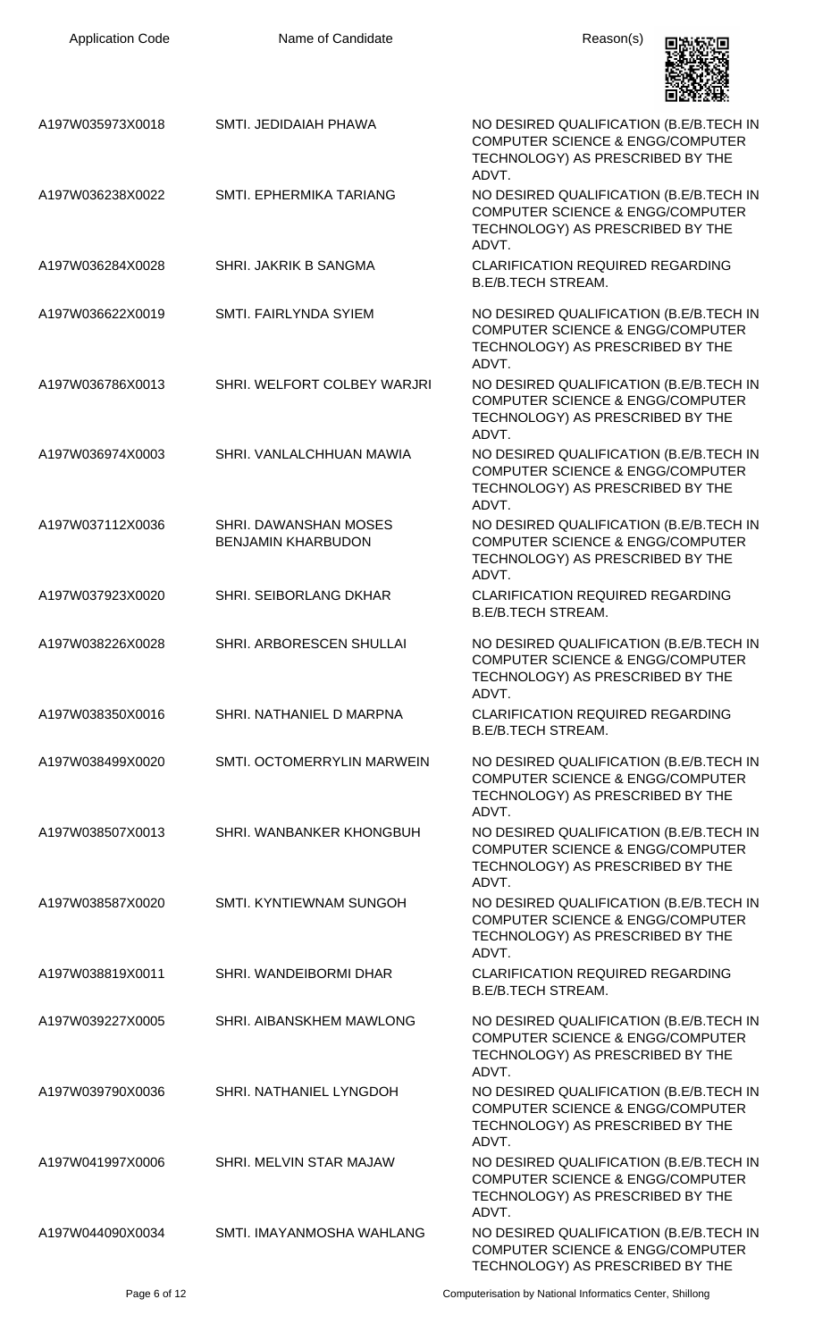| Application Code | Name of Candidate | Reason(s) |
|---|---|---|
| A197W035973X0018 | SMTI. JEDIDAIAH PHAWA | NO DESIRED QUALIFICATION (B.E/B.TECH IN COMPUTER SCIENCE & ENGG/COMPUTER TECHNOLOGY) AS PRESCRIBED BY THE ADVT. |
| A197W036238X0022 | SMTI. EPHERMIKA TARIANG | NO DESIRED QUALIFICATION (B.E/B.TECH IN COMPUTER SCIENCE & ENGG/COMPUTER TECHNOLOGY) AS PRESCRIBED BY THE ADVT. |
| A197W036284X0028 | SHRI. JAKRIK B SANGMA | CLARIFICATION REQUIRED REGARDING B.E/B.TECH STREAM. |
| A197W036622X0019 | SMTI. FAIRLYNDA SYIEM | NO DESIRED QUALIFICATION (B.E/B.TECH IN COMPUTER SCIENCE & ENGG/COMPUTER TECHNOLOGY) AS PRESCRIBED BY THE ADVT. |
| A197W036786X0013 | SHRI. WELFORT COLBEY WARJRI | NO DESIRED QUALIFICATION (B.E/B.TECH IN COMPUTER SCIENCE & ENGG/COMPUTER TECHNOLOGY) AS PRESCRIBED BY THE ADVT. |
| A197W036974X0003 | SHRI. VANLALCHHUAN MAWIA | NO DESIRED QUALIFICATION (B.E/B.TECH IN COMPUTER SCIENCE & ENGG/COMPUTER TECHNOLOGY) AS PRESCRIBED BY THE ADVT. |
| A197W037112X0036 | SHRI. DAWANSHAN MOSES BENJAMIN KHARBUDON | NO DESIRED QUALIFICATION (B.E/B.TECH IN COMPUTER SCIENCE & ENGG/COMPUTER TECHNOLOGY) AS PRESCRIBED BY THE ADVT. |
| A197W037923X0020 | SHRI. SEIBORLANG DKHAR | CLARIFICATION REQUIRED REGARDING B.E/B.TECH STREAM. |
| A197W038226X0028 | SHRI. ARBORESCEN SHULLAI | NO DESIRED QUALIFICATION (B.E/B.TECH IN COMPUTER SCIENCE & ENGG/COMPUTER TECHNOLOGY) AS PRESCRIBED BY THE ADVT. |
| A197W038350X0016 | SHRI. NATHANIEL D MARPNA | CLARIFICATION REQUIRED REGARDING B.E/B.TECH STREAM. |
| A197W038499X0020 | SMTI. OCTOMERRYLIN MARWEIN | NO DESIRED QUALIFICATION (B.E/B.TECH IN COMPUTER SCIENCE & ENGG/COMPUTER TECHNOLOGY) AS PRESCRIBED BY THE ADVT. |
| A197W038507X0013 | SHRI. WANBANKER KHONGBUH | NO DESIRED QUALIFICATION (B.E/B.TECH IN COMPUTER SCIENCE & ENGG/COMPUTER TECHNOLOGY) AS PRESCRIBED BY THE ADVT. |
| A197W038587X0020 | SMTI. KYNTIEWNAM SUNGOH | NO DESIRED QUALIFICATION (B.E/B.TECH IN COMPUTER SCIENCE & ENGG/COMPUTER TECHNOLOGY) AS PRESCRIBED BY THE ADVT. |
| A197W038819X0011 | SHRI. WANDEIBORMI DHAR | CLARIFICATION REQUIRED REGARDING B.E/B.TECH STREAM. |
| A197W039227X0005 | SHRI. AIBANSKHEM MAWLONG | NO DESIRED QUALIFICATION (B.E/B.TECH IN COMPUTER SCIENCE & ENGG/COMPUTER TECHNOLOGY) AS PRESCRIBED BY THE ADVT. |
| A197W039790X0036 | SHRI. NATHANIEL LYNGDOH | NO DESIRED QUALIFICATION (B.E/B.TECH IN COMPUTER SCIENCE & ENGG/COMPUTER TECHNOLOGY) AS PRESCRIBED BY THE ADVT. |
| A197W041997X0006 | SHRI. MELVIN STAR MAJAW | NO DESIRED QUALIFICATION (B.E/B.TECH IN COMPUTER SCIENCE & ENGG/COMPUTER TECHNOLOGY) AS PRESCRIBED BY THE ADVT. |
| A197W044090X0034 | SMTI. IMAYANMOSHA WAHLANG | NO DESIRED QUALIFICATION (B.E/B.TECH IN COMPUTER SCIENCE & ENGG/COMPUTER TECHNOLOGY) AS PRESCRIBED BY THE |

Computerisation by National Informatics Center, Shillong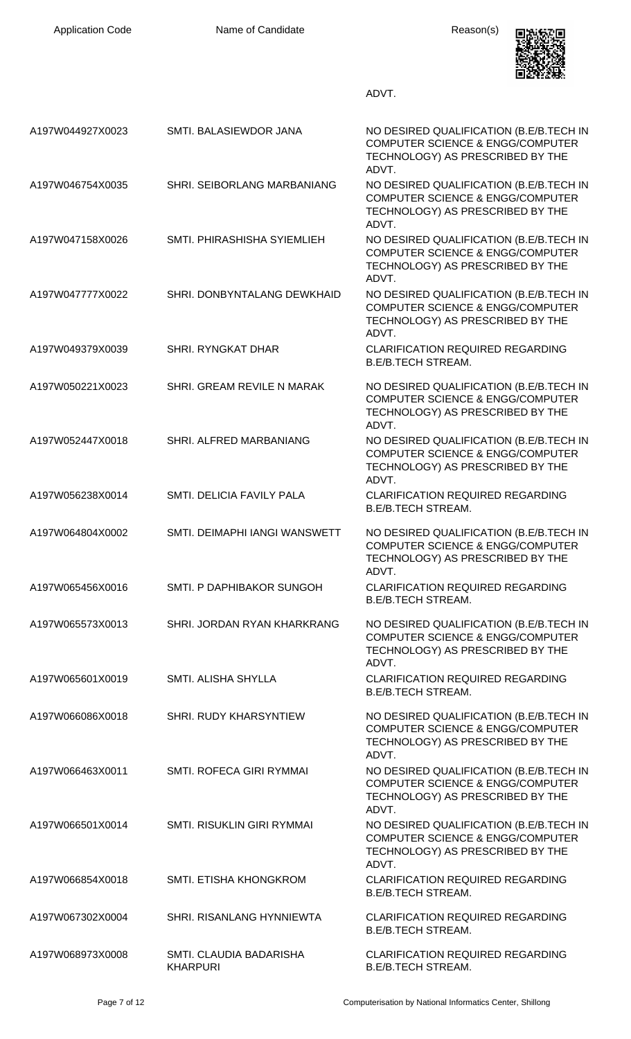| Application Code | Name of Candidate | Reason(s) |
| --- | --- | --- |
| | | ADVT. |
| A197W044927X0023 | SMTI. BALASIEWDOR JANA | NO DESIRED QUALIFICATION (B.E/B.TECH IN COMPUTER SCIENCE & ENGG/COMPUTER TECHNOLOGY) AS PRESCRIBED BY THE ADVT. |
| A197W046754X0035 | SHRI. SEIBORLANG MARBANIANG | NO DESIRED QUALIFICATION (B.E/B.TECH IN COMPUTER SCIENCE & ENGG/COMPUTER TECHNOLOGY) AS PRESCRIBED BY THE ADVT. |
| A197W047158X0026 | SMTI. PHIRASHISHA SYIEMLIEH | NO DESIRED QUALIFICATION (B.E/B.TECH IN COMPUTER SCIENCE & ENGG/COMPUTER TECHNOLOGY) AS PRESCRIBED BY THE ADVT. |
| A197W047777X0022 | SHRI. DONBYNTALANG DEWKHAID | NO DESIRED QUALIFICATION (B.E/B.TECH IN COMPUTER SCIENCE & ENGG/COMPUTER TECHNOLOGY) AS PRESCRIBED BY THE ADVT. |
| A197W049379X0039 | SHRI. RYNGKAT DHAR | CLARIFICATION REQUIRED REGARDING B.E/B.TECH STREAM. |
| A197W050221X0023 | SHRI. GREAM REVILE N MARAK | NO DESIRED QUALIFICATION (B.E/B.TECH IN COMPUTER SCIENCE & ENGG/COMPUTER TECHNOLOGY) AS PRESCRIBED BY THE ADVT. |
| A197W052447X0018 | SHRI. ALFRED MARBANIANG | NO DESIRED QUALIFICATION (B.E/B.TECH IN COMPUTER SCIENCE & ENGG/COMPUTER TECHNOLOGY) AS PRESCRIBED BY THE ADVT. |
| A197W056238X0014 | SMTI. DELICIA FAVILY PALA | CLARIFICATION REQUIRED REGARDING B.E/B.TECH STREAM. |
| A197W064804X0002 | SMTI. DEIMAPHI IANGI WANSWETT | NO DESIRED QUALIFICATION (B.E/B.TECH IN COMPUTER SCIENCE & ENGG/COMPUTER TECHNOLOGY) AS PRESCRIBED BY THE ADVT. |
| A197W065456X0016 | SMTI. P DAPHIBAKOR SUNGOH | CLARIFICATION REQUIRED REGARDING B.E/B.TECH STREAM. |
| A197W065573X0013 | SHRI. JORDAN RYAN KHARKRANG | NO DESIRED QUALIFICATION (B.E/B.TECH IN COMPUTER SCIENCE & ENGG/COMPUTER TECHNOLOGY) AS PRESCRIBED BY THE ADVT. |
| A197W065601X0019 | SMTI. ALISHA SHYLLA | CLARIFICATION REQUIRED REGARDING B.E/B.TECH STREAM. |
| A197W066086X0018 | SHRI. RUDY KHARSYNTIEW | NO DESIRED QUALIFICATION (B.E/B.TECH IN COMPUTER SCIENCE & ENGG/COMPUTER TECHNOLOGY) AS PRESCRIBED BY THE ADVT. |
| A197W066463X0011 | SMTI. ROFECA GIRI RYMMAI | NO DESIRED QUALIFICATION (B.E/B.TECH IN COMPUTER SCIENCE & ENGG/COMPUTER TECHNOLOGY) AS PRESCRIBED BY THE ADVT. |
| A197W066501X0014 | SMTI. RISUKLIN GIRI RYMMAI | NO DESIRED QUALIFICATION (B.E/B.TECH IN COMPUTER SCIENCE & ENGG/COMPUTER TECHNOLOGY) AS PRESCRIBED BY THE ADVT. |
| A197W066854X0018 | SMTI. ETISHA KHONGKROM | CLARIFICATION REQUIRED REGARDING B.E/B.TECH STREAM. |
| A197W067302X0004 | SHRI. RISANLANG HYNNIEWTA | CLARIFICATION REQUIRED REGARDING B.E/B.TECH STREAM. |
| A197W068973X0008 | SMTI. CLAUDIA BADARISHA KHARPURI | CLARIFICATION REQUIRED REGARDING B.E/B.TECH STREAM. |

Computerisation by National Informatics Center, Shillong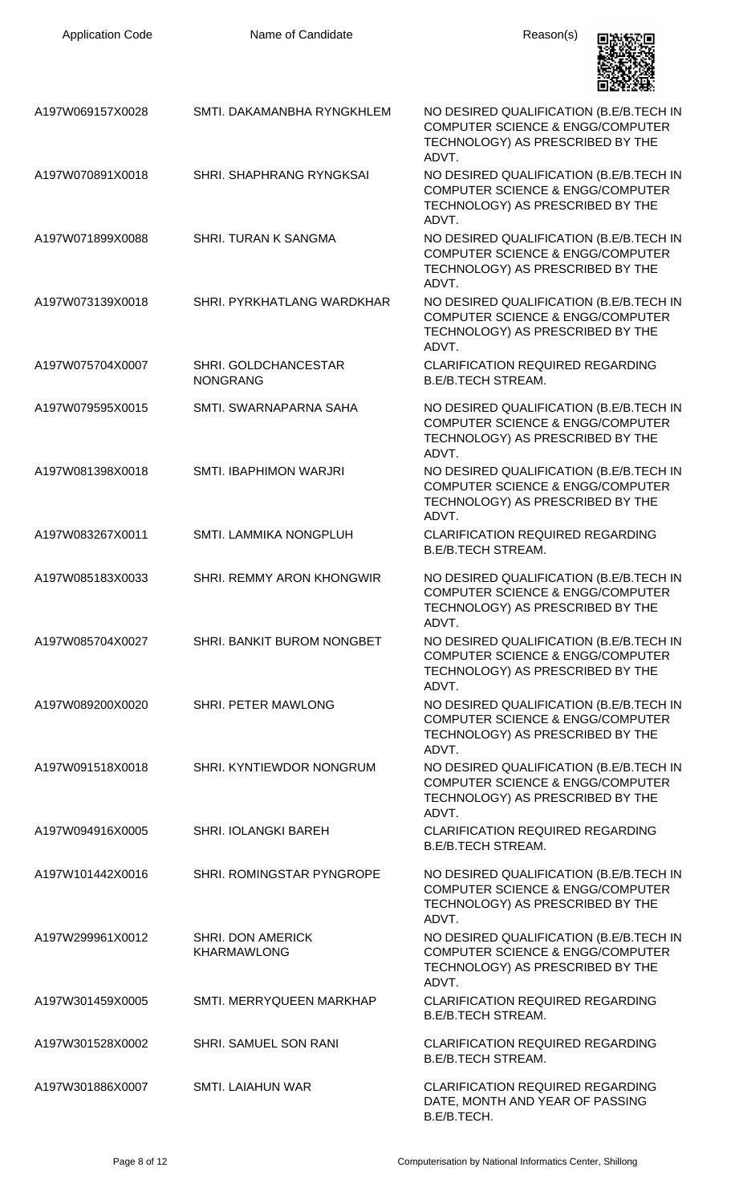| Application Code | Name of Candidate | Reason(s) |
|---|---|---|
| A197W069157X0028 | SMTI. DAKAMANBHA RYNGKHLEM | NO DESIRED QUALIFICATION (B.E/B.TECH IN COMPUTER SCIENCE & ENGG/COMPUTER TECHNOLOGY) AS PRESCRIBED BY THE ADVT. |
| A197W070891X0018 | SHRI. SHAPHRANG RYNGKSAI | NO DESIRED QUALIFICATION (B.E/B.TECH IN COMPUTER SCIENCE & ENGG/COMPUTER TECHNOLOGY) AS PRESCRIBED BY THE ADVT. |
| A197W071899X0088 | SHRI. TURAN K SANGMA | NO DESIRED QUALIFICATION (B.E/B.TECH IN COMPUTER SCIENCE & ENGG/COMPUTER TECHNOLOGY) AS PRESCRIBED BY THE ADVT. |
| A197W073139X0018 | SHRI. PYRKHATLANG WARDKHAR | NO DESIRED QUALIFICATION (B.E/B.TECH IN COMPUTER SCIENCE & ENGG/COMPUTER TECHNOLOGY) AS PRESCRIBED BY THE ADVT. |
| A197W075704X0007 | SHRI. GOLDCHANCESTAR NONGRANG | CLARIFICATION REQUIRED REGARDING B.E/B.TECH STREAM. |
| A197W079595X0015 | SMTI. SWARNAPARNA SAHA | NO DESIRED QUALIFICATION (B.E/B.TECH IN COMPUTER SCIENCE & ENGG/COMPUTER TECHNOLOGY) AS PRESCRIBED BY THE ADVT. |
| A197W081398X0018 | SMTI. IBAPHIMON WARJRI | NO DESIRED QUALIFICATION (B.E/B.TECH IN COMPUTER SCIENCE & ENGG/COMPUTER TECHNOLOGY) AS PRESCRIBED BY THE ADVT. |
| A197W083267X0011 | SMTI. LAMMIKA NONGPLUH | CLARIFICATION REQUIRED REGARDING B.E/B.TECH STREAM. |
| A197W085183X0033 | SHRI. REMMY ARON KHONGWIR | NO DESIRED QUALIFICATION (B.E/B.TECH IN COMPUTER SCIENCE & ENGG/COMPUTER TECHNOLOGY) AS PRESCRIBED BY THE ADVT. |
| A197W085704X0027 | SHRI. BANKIT BUROM NONGBET | NO DESIRED QUALIFICATION (B.E/B.TECH IN COMPUTER SCIENCE & ENGG/COMPUTER TECHNOLOGY) AS PRESCRIBED BY THE ADVT. |
| A197W089200X0020 | SHRI. PETER MAWLONG | NO DESIRED QUALIFICATION (B.E/B.TECH IN COMPUTER SCIENCE & ENGG/COMPUTER TECHNOLOGY) AS PRESCRIBED BY THE ADVT. |
| A197W091518X0018 | SHRI. KYNTIEWDOR NONGRUM | NO DESIRED QUALIFICATION (B.E/B.TECH IN COMPUTER SCIENCE & ENGG/COMPUTER TECHNOLOGY) AS PRESCRIBED BY THE ADVT. |
| A197W094916X0005 | SHRI. IOLANGKI BAREH | CLARIFICATION REQUIRED REGARDING B.E/B.TECH STREAM. |
| A197W101442X0016 | SHRI. ROMINGSTAR PYNGROPE | NO DESIRED QUALIFICATION (B.E/B.TECH IN COMPUTER SCIENCE & ENGG/COMPUTER TECHNOLOGY) AS PRESCRIBED BY THE ADVT. |
| A197W299961X0012 | SHRI. DON AMERICK KHARMAWLONG | NO DESIRED QUALIFICATION (B.E/B.TECH IN COMPUTER SCIENCE & ENGG/COMPUTER TECHNOLOGY) AS PRESCRIBED BY THE ADVT. |
| A197W301459X0005 | SMTI. MERRYQUEEN MARKHAP | CLARIFICATION REQUIRED REGARDING B.E/B.TECH STREAM. |
| A197W301528X0002 | SHRI. SAMUEL SON RANI | CLARIFICATION REQUIRED REGARDING B.E/B.TECH STREAM. |
| A197W301886X0007 | SMTI. LAIAHUN WAR | CLARIFICATION REQUIRED REGARDING DATE, MONTH AND YEAR OF PASSING B.E/B.TECH. |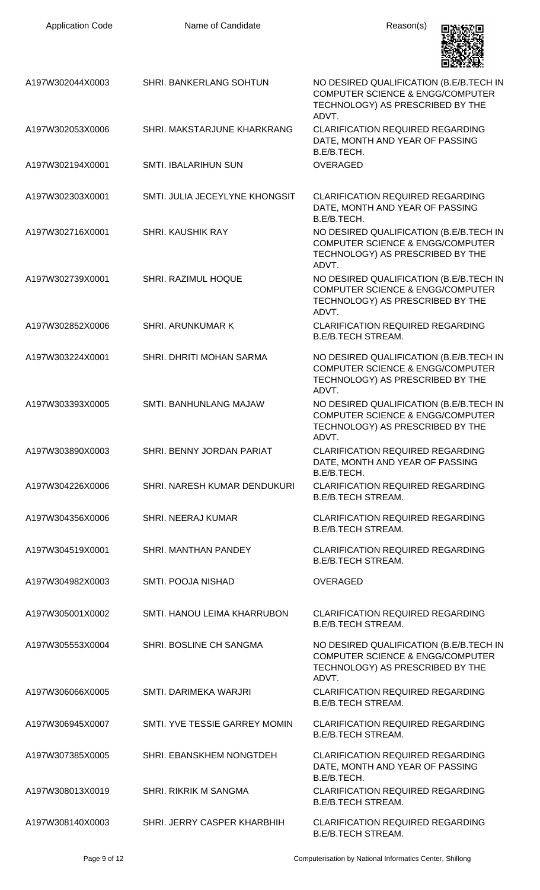| Application Code | Name of Candidate | Reason(s) |
|---|---|---|
| A197W302044X0003 | SHRI. BANKERLANG SOHTUN | NO DESIRED QUALIFICATION (B.E/B.TECH IN COMPUTER SCIENCE & ENGG/COMPUTER TECHNOLOGY) AS PRESCRIBED BY THE ADVT. |
| A197W302053X0006 | SHRI. MAKSTARJUNE KHARKRANG | CLARIFICATION REQUIRED REGARDING DATE, MONTH AND YEAR OF PASSING B.E/B.TECH. |
| A197W302194X0001 | SMTI. IBALARIHUN SUN | OVERAGED |
| A197W302303X0001 | SMTI. JULIA JECEYLYNE KHONGSIT | CLARIFICATION REQUIRED REGARDING DATE, MONTH AND YEAR OF PASSING B.E/B.TECH. |
| A197W302716X0001 | SHRI. KAUSHIK RAY | NO DESIRED QUALIFICATION (B.E/B.TECH IN COMPUTER SCIENCE & ENGG/COMPUTER TECHNOLOGY) AS PRESCRIBED BY THE ADVT. |
| A197W302739X0001 | SHRI. RAZIMUL HOQUE | NO DESIRED QUALIFICATION (B.E/B.TECH IN COMPUTER SCIENCE & ENGG/COMPUTER TECHNOLOGY) AS PRESCRIBED BY THE ADVT. |
| A197W302852X0006 | SHRI. ARUNKUMAR K | CLARIFICATION REQUIRED REGARDING B.E/B.TECH STREAM. |
| A197W303224X0001 | SHRI. DHRITI MOHAN SARMA | NO DESIRED QUALIFICATION (B.E/B.TECH IN COMPUTER SCIENCE & ENGG/COMPUTER TECHNOLOGY) AS PRESCRIBED BY THE ADVT. |
| A197W303393X0005 | SMTI. BANHUNLANG MAJAW | NO DESIRED QUALIFICATION (B.E/B.TECH IN COMPUTER SCIENCE & ENGG/COMPUTER TECHNOLOGY) AS PRESCRIBED BY THE ADVT. |
| A197W303890X0003 | SHRI. BENNY JORDAN PARIAT | CLARIFICATION REQUIRED REGARDING DATE, MONTH AND YEAR OF PASSING B.E/B.TECH. |
| A197W304226X0006 | SHRI. NARESH KUMAR DENDUKURI | CLARIFICATION REQUIRED REGARDING B.E/B.TECH STREAM. |
| A197W304356X0006 | SHRI. NEERAJ KUMAR | CLARIFICATION REQUIRED REGARDING B.E/B.TECH STREAM. |
| A197W304519X0001 | SHRI. MANTHAN PANDEY | CLARIFICATION REQUIRED REGARDING B.E/B.TECH STREAM. |
| A197W304982X0003 | SMTI. POOJA NISHAD | OVERAGED |
| A197W305001X0002 | SMTI. HANOU LEIMA KHARRUBON | CLARIFICATION REQUIRED REGARDING B.E/B.TECH STREAM. |
| A197W305553X0004 | SHRI. BOSLINE CH SANGMA | NO DESIRED QUALIFICATION (B.E/B.TECH IN COMPUTER SCIENCE & ENGG/COMPUTER TECHNOLOGY) AS PRESCRIBED BY THE ADVT. |
| A197W306066X0005 | SMTI. DARIMEKA WARJRI | CLARIFICATION REQUIRED REGARDING B.E/B.TECH STREAM. |
| A197W306945X0007 | SMTI. YVE TESSIE GARREY MOMIN | CLARIFICATION REQUIRED REGARDING B.E/B.TECH STREAM. |
| A197W307385X0005 | SHRI. EBANSKHEM NONGTDEH | CLARIFICATION REQUIRED REGARDING DATE, MONTH AND YEAR OF PASSING B.E/B.TECH. |
| A197W308013X0019 | SHRI. RIKRIK M SANGMA | CLARIFICATION REQUIRED REGARDING B.E/B.TECH STREAM. |
| A197W308140X0003 | SHRI. JERRY CASPER KHARBHIH | CLARIFICATION REQUIRED REGARDING B.E/B.TECH STREAM. |

Computerisation by National Informatics Center, Shillong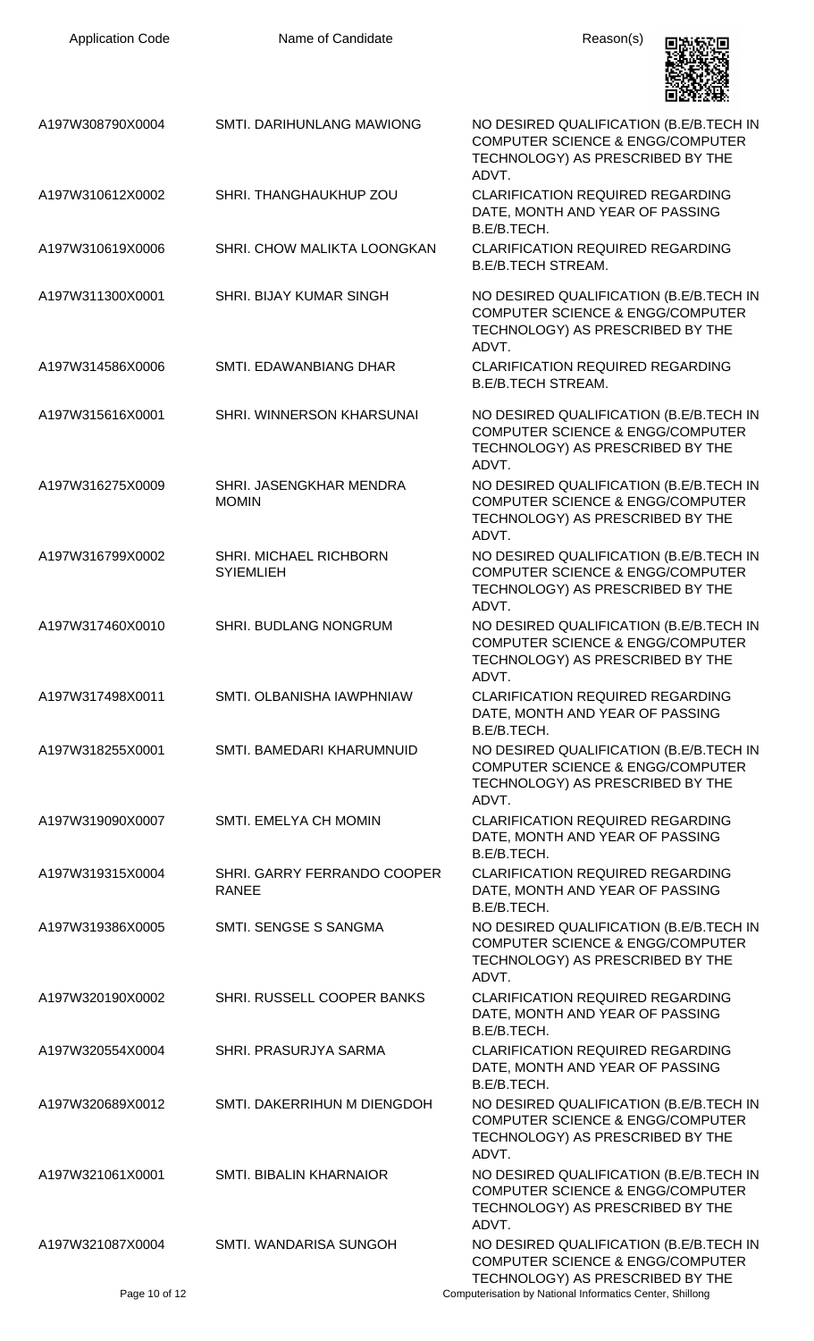| Application Code | Name of Candidate | Reason(s) |
| --- | --- | --- |
| A197W308790X0004 | SMTI. DARIHUNLANG MAWIONG | NO DESIRED QUALIFICATION (B.E/B.TECH IN COMPUTER SCIENCE & ENGG/COMPUTER TECHNOLOGY) AS PRESCRIBED BY THE ADVT. |
| A197W310612X0002 | SHRI. THANGHAUKHUP ZOU | CLARIFICATION REQUIRED REGARDING DATE, MONTH AND YEAR OF PASSING B.E/B.TECH. |
| A197W310619X0006 | SHRI. CHOW MALIKTA LOONGKAN | CLARIFICATION REQUIRED REGARDING B.E/B.TECH STREAM. |
| A197W311300X0001 | SHRI. BIJAY KUMAR SINGH | NO DESIRED QUALIFICATION (B.E/B.TECH IN COMPUTER SCIENCE & ENGG/COMPUTER TECHNOLOGY) AS PRESCRIBED BY THE ADVT. |
| A197W314586X0006 | SMTI. EDAWANBIANG DHAR | CLARIFICATION REQUIRED REGARDING B.E/B.TECH STREAM. |
| A197W315616X0001 | SHRI. WINNERSON KHARSUNAI | NO DESIRED QUALIFICATION (B.E/B.TECH IN COMPUTER SCIENCE & ENGG/COMPUTER TECHNOLOGY) AS PRESCRIBED BY THE ADVT. |
| A197W316275X0009 | SHRI. JASENGKHAR MENDRA MOMIN | NO DESIRED QUALIFICATION (B.E/B.TECH IN COMPUTER SCIENCE & ENGG/COMPUTER TECHNOLOGY) AS PRESCRIBED BY THE ADVT. |
| A197W316799X0002 | SHRI. MICHAEL RICHBORN SYIEMLIEH | NO DESIRED QUALIFICATION (B.E/B.TECH IN COMPUTER SCIENCE & ENGG/COMPUTER TECHNOLOGY) AS PRESCRIBED BY THE ADVT. |
| A197W317460X0010 | SHRI. BUDLANG NONGRUM | NO DESIRED QUALIFICATION (B.E/B.TECH IN COMPUTER SCIENCE & ENGG/COMPUTER TECHNOLOGY) AS PRESCRIBED BY THE ADVT. |
| A197W317498X0011 | SMTI. OLBANISHA IAWPHNIAW | CLARIFICATION REQUIRED REGARDING DATE, MONTH AND YEAR OF PASSING B.E/B.TECH. |
| A197W318255X0001 | SMTI. BAMEDARI KHARUMNUID | NO DESIRED QUALIFICATION (B.E/B.TECH IN COMPUTER SCIENCE & ENGG/COMPUTER TECHNOLOGY) AS PRESCRIBED BY THE ADVT. |
| A197W319090X0007 | SMTI. EMELYA CH MOMIN | CLARIFICATION REQUIRED REGARDING DATE, MONTH AND YEAR OF PASSING B.E/B.TECH. |
| A197W319315X0004 | SHRI. GARRY FERRANDO COOPER RANEE | CLARIFICATION REQUIRED REGARDING DATE, MONTH AND YEAR OF PASSING B.E/B.TECH. |
| A197W319386X0005 | SMTI. SENGSE S SANGMA | NO DESIRED QUALIFICATION (B.E/B.TECH IN COMPUTER SCIENCE & ENGG/COMPUTER TECHNOLOGY) AS PRESCRIBED BY THE ADVT. |
| A197W320190X0002 | SHRI. RUSSELL COOPER BANKS | CLARIFICATION REQUIRED REGARDING DATE, MONTH AND YEAR OF PASSING B.E/B.TECH. |
| A197W320554X0004 | SHRI. PRASURJYA SARMA | CLARIFICATION REQUIRED REGARDING DATE, MONTH AND YEAR OF PASSING B.E/B.TECH. |
| A197W320689X0012 | SMTI. DAKERRIHUN M DIENGDOH | NO DESIRED QUALIFICATION (B.E/B.TECH IN COMPUTER SCIENCE & ENGG/COMPUTER TECHNOLOGY) AS PRESCRIBED BY THE ADVT. |
| A197W321061X0001 | SMTI. BIBALIN KHARNAIOR | NO DESIRED QUALIFICATION (B.E/B.TECH IN COMPUTER SCIENCE & ENGG/COMPUTER TECHNOLOGY) AS PRESCRIBED BY THE ADVT. |
| A197W321087X0004 | SMTI. WANDARISA SUNGOH | NO DESIRED QUALIFICATION (B.E/B.TECH IN COMPUTER SCIENCE & ENGG/COMPUTER TECHNOLOGY) AS PRESCRIBED BY THE |

Computerisation by National Informatics Center, Shillong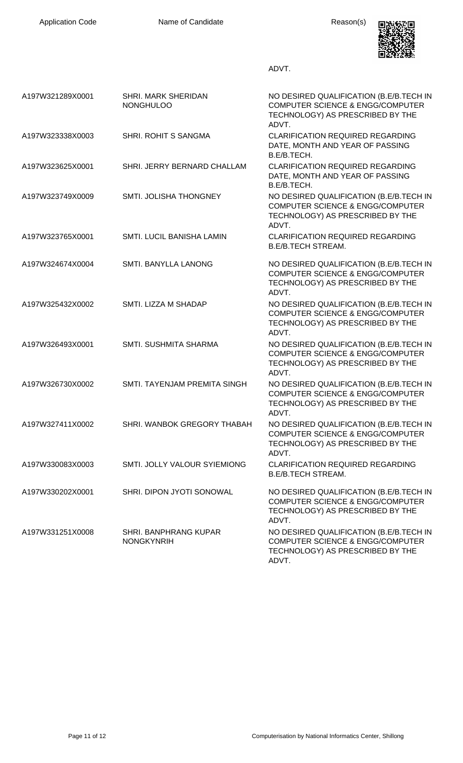| Application Code | Name of Candidate | Reason(s) |
|---|---|---|
| | | ADVT. |
| A197W321289X0001 | SHRI. MARK SHERIDAN NONGHULOO | NO DESIRED QUALIFICATION (B.E/B.TECH IN COMPUTER SCIENCE & ENGG/COMPUTER TECHNOLOGY) AS PRESCRIBED BY THE ADVT. |
| A197W323338X0003 | SHRI. ROHIT S SANGMA | CLARIFICATION REQUIRED REGARDING DATE, MONTH AND YEAR OF PASSING B.E/B.TECH. |
| A197W323625X0001 | SHRI. JERRY BERNARD CHALLAM | CLARIFICATION REQUIRED REGARDING DATE, MONTH AND YEAR OF PASSING B.E/B.TECH. |
| A197W323749X0009 | SMTI. JOLISHA THONGNEY | NO DESIRED QUALIFICATION (B.E/B.TECH IN COMPUTER SCIENCE & ENGG/COMPUTER TECHNOLOGY) AS PRESCRIBED BY THE ADVT. |
| A197W323765X0001 | SMTI. LUCIL BANISHA LAMIN | CLARIFICATION REQUIRED REGARDING B.E/B.TECH STREAM. |
| A197W324674X0004 | SMTI. BANYLLA LANONG | NO DESIRED QUALIFICATION (B.E/B.TECH IN COMPUTER SCIENCE & ENGG/COMPUTER TECHNOLOGY) AS PRESCRIBED BY THE ADVT. |
| A197W325432X0002 | SMTI. LIZZA M SHADAP | NO DESIRED QUALIFICATION (B.E/B.TECH IN COMPUTER SCIENCE & ENGG/COMPUTER TECHNOLOGY) AS PRESCRIBED BY THE ADVT. |
| A197W326493X0001 | SMTI. SUSHMITA SHARMA | NO DESIRED QUALIFICATION (B.E/B.TECH IN COMPUTER SCIENCE & ENGG/COMPUTER TECHNOLOGY) AS PRESCRIBED BY THE ADVT. |
| A197W326730X0002 | SMTI. TAYENJAM PREMITA SINGH | NO DESIRED QUALIFICATION (B.E/B.TECH IN COMPUTER SCIENCE & ENGG/COMPUTER TECHNOLOGY) AS PRESCRIBED BY THE ADVT. |
| A197W327411X0002 | SHRI. WANBOK GREGORY THABAH | NO DESIRED QUALIFICATION (B.E/B.TECH IN COMPUTER SCIENCE & ENGG/COMPUTER TECHNOLOGY) AS PRESCRIBED BY THE ADVT. |
| A197W330083X0003 | SMTI. JOLLY VALOUR SYIEMIONG | CLARIFICATION REQUIRED REGARDING B.E/B.TECH STREAM. |
| A197W330202X0001 | SHRI. DIPON JYOTI SONOWAL | NO DESIRED QUALIFICATION (B.E/B.TECH IN COMPUTER SCIENCE & ENGG/COMPUTER TECHNOLOGY) AS PRESCRIBED BY THE ADVT. |
| A197W331251X0008 | SHRI. BANPHRANG KUPAR NONGKYNRIH | NO DESIRED QUALIFICATION (B.E/B.TECH IN COMPUTER SCIENCE & ENGG/COMPUTER TECHNOLOGY) AS PRESCRIBED BY THE ADVT. |

Computerisation by National Informatics Center, Shillong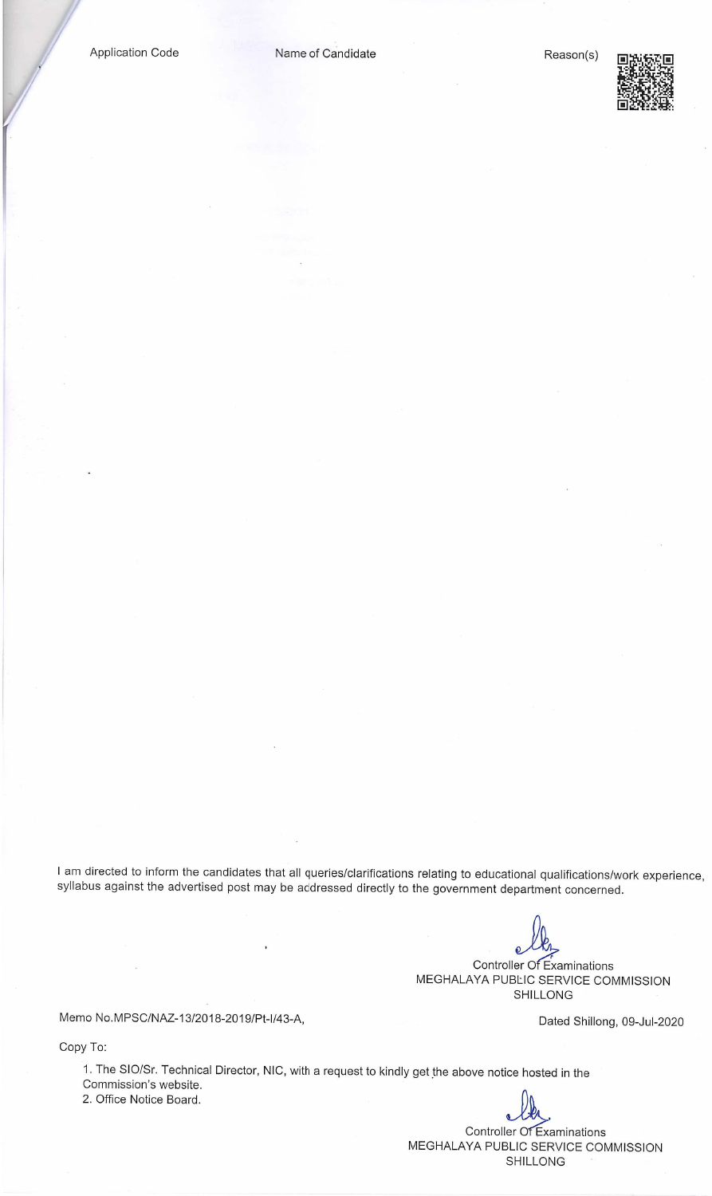| Application Code | Name of Candidate | Reason(s) |
| --- | --- | --- |

I am directed to inform the candidates that all queries/clarifications relating to educational qualifications/work experience, syllabus against the advertised post may be addressed directly to the government department concerned.

Controller Of Examinations
MEGHALAYA PUBLIC SERVICE COMMISSION
SHILLONG

Memo No.MPSC/NAZ-13/2018-2019/Pt-I/43-A,

Dated Shillong, 09-Jul-2020

Copy To:

1. The SIO/Sr. Technical Director, NIC, with a request to kindly get the above notice hosted in the Commission's website.
2. Office Notice Board.

Controller Of Examinations
MEGHALAYA PUBLIC SERVICE COMMISSION
SHILLONG